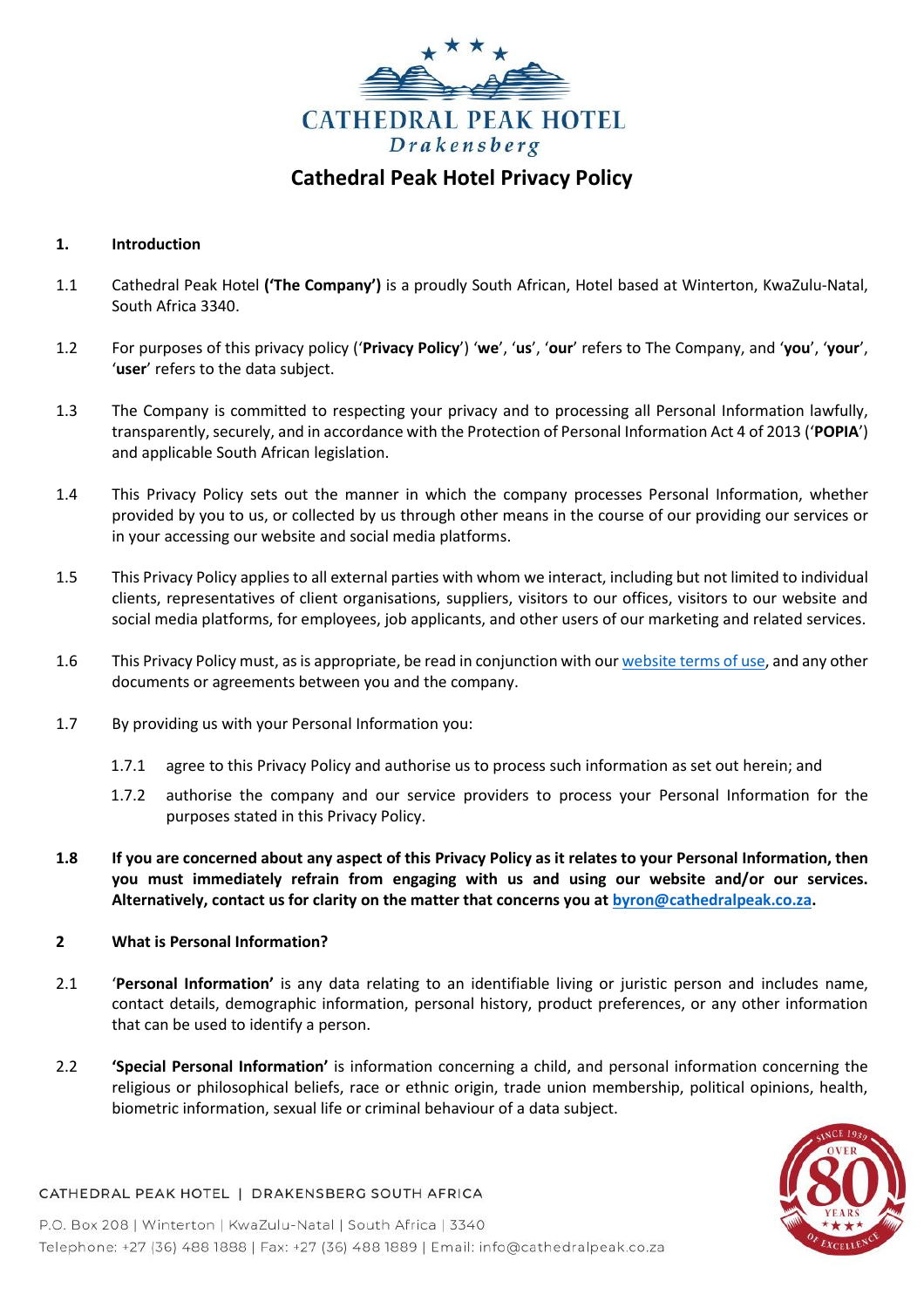# Cathedral Peak Hotel Privacy Policy

## 1. Introduction

1.1 Cathedral Peak Hotel **('The Company')** is a proudly South African, Hotel based at Winterton, KwaZulu-Natal, South Africa 3340.

1.2 For purposes of this privacy policy ('**Privacy Policy**') '**we**', '**us**', '**our**' refers to The Company, and '**you**', '**your**', '**user**' refers to the data subject.

1.3 The Company is committed to respecting your privacy and to processing all Personal Information lawfully, transparently, securely, and in accordance with the Protection of Personal Information Act 4 of 2013 ('**POPIA**') and applicable South African legislation.

1.4 This Privacy Policy sets out the manner in which the company processes Personal Information, whether provided by you to us, or collected by us through other means in the course of our providing our services or in your accessing our website and social media platforms.

1.5 This Privacy Policy applies to all external parties with whom we interact, including but not limited to individual clients, representatives of client organisations, suppliers, visitors to our offices, visitors to our website and social media platforms, for employees, job applicants, and other users of our marketing and related services.

1.6 This Privacy Policy must, as is appropriate, be read in conjunction with our website terms of use, and any other documents or agreements between you and the company.

1.7 By providing us with your Personal Information you:

- 1.7.1 agree to this Privacy Policy and authorise us to process such information as set out herein; and
- 1.7.2 authorise the company and our service providers to process your Personal Information for the purposes stated in this Privacy Policy.

**1.8 If you are concerned about any aspect of this Privacy Policy as it relates to your Personal Information, then you must immediately refrain from engaging with us and using our website and/or our services. Alternatively, contact us for clarity on the matter that concerns you at byron@cathedralpeak.co.za.**

## 2 What is Personal Information?

2.1 '**Personal Information**' is any data relating to an identifiable living or juristic person and includes name, contact details, demographic information, personal history, product preferences, or any other information that can be used to identify a person.

2.2 **'Special Personal Information'** is information concerning a child, and personal information concerning the religious or philosophical beliefs, race or ethnic origin, trade union membership, political opinions, health, biometric information, sexual life or criminal behaviour of a data subject.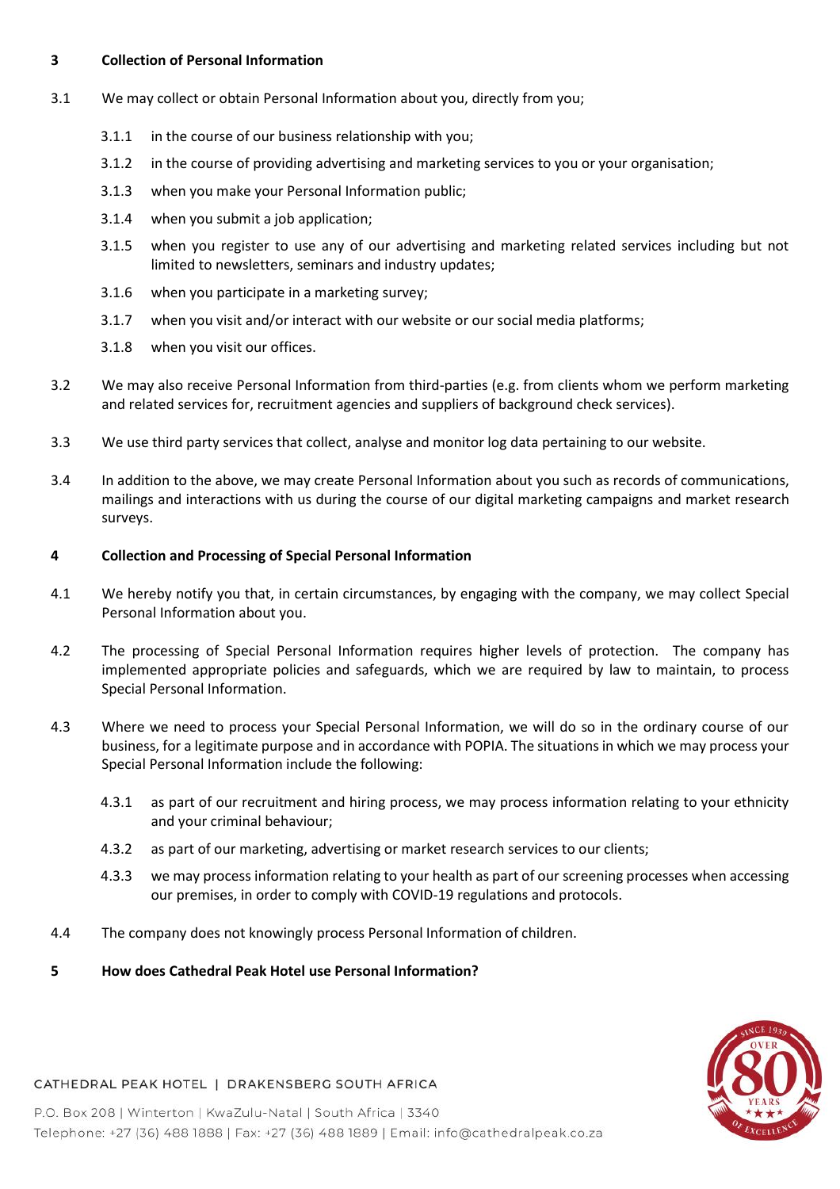## 3 Collection of Personal Information

3.1 We may collect or obtain Personal Information about you, directly from you;

- 3.1.1 in the course of our business relationship with you;
- 3.1.2 in the course of providing advertising and marketing services to you or your organisation;
- 3.1.3 when you make your Personal Information public;
- 3.1.4 when you submit a job application;
- 3.1.5 when you register to use any of our advertising and marketing related services including but not limited to newsletters, seminars and industry updates;
- 3.1.6 when you participate in a marketing survey;
- 3.1.7 when you visit and/or interact with our website or our social media platforms;
- 3.1.8 when you visit our offices.

3.2 We may also receive Personal Information from third-parties (e.g. from clients whom we perform marketing and related services for, recruitment agencies and suppliers of background check services).

3.3 We use third party services that collect, analyse and monitor log data pertaining to our website.

3.4 In addition to the above, we may create Personal Information about you such as records of communications, mailings and interactions with us during the course of our digital marketing campaigns and market research surveys.

## 4 Collection and Processing of Special Personal Information

4.1 We hereby notify you that, in certain circumstances, by engaging with the company, we may collect Special Personal Information about you.

4.2 The processing of Special Personal Information requires higher levels of protection. The company has implemented appropriate policies and safeguards, which we are required by law to maintain, to process Special Personal Information.

4.3 Where we need to process your Special Personal Information, we will do so in the ordinary course of our business, for a legitimate purpose and in accordance with POPIA. The situations in which we may process your Special Personal Information include the following:

- 4.3.1 as part of our recruitment and hiring process, we may process information relating to your ethnicity and your criminal behaviour;
- 4.3.2 as part of our marketing, advertising or market research services to our clients;
- 4.3.3 we may process information relating to your health as part of our screening processes when accessing our premises, in order to comply with COVID-19 regulations and protocols.

4.4 The company does not knowingly process Personal Information of children.

## 5 How does Cathedral Peak Hotel use Personal Information?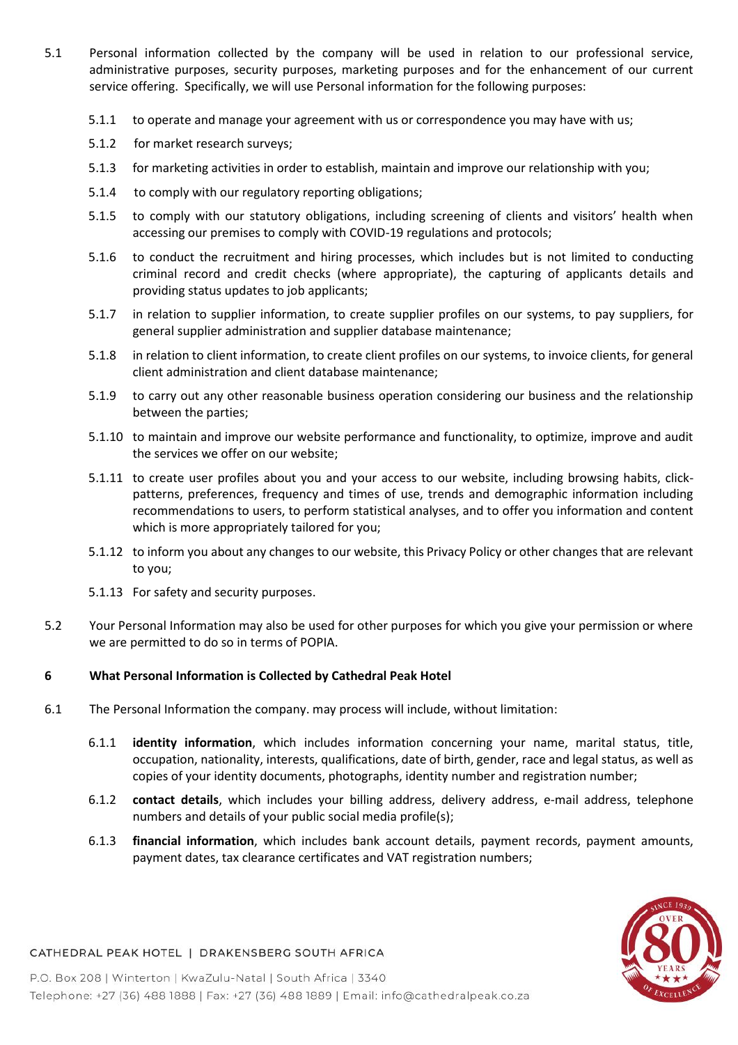5.1 Personal information collected by the company will be used in relation to our professional service, administrative purposes, security purposes, marketing purposes and for the enhancement of our current service offering. Specifically, we will use Personal information for the following purposes:

5.1.1 to operate and manage your agreement with us or correspondence you may have with us;

5.1.2 for market research surveys;

5.1.3 for marketing activities in order to establish, maintain and improve our relationship with you;

5.1.4 to comply with our regulatory reporting obligations;

5.1.5 to comply with our statutory obligations, including screening of clients and visitors' health when accessing our premises to comply with COVID-19 regulations and protocols;

5.1.6 to conduct the recruitment and hiring processes, which includes but is not limited to conducting criminal record and credit checks (where appropriate), the capturing of applicants details and providing status updates to job applicants;

5.1.7 in relation to supplier information, to create supplier profiles on our systems, to pay suppliers, for general supplier administration and supplier database maintenance;

5.1.8 in relation to client information, to create client profiles on our systems, to invoice clients, for general client administration and client database maintenance;

5.1.9 to carry out any other reasonable business operation considering our business and the relationship between the parties;

5.1.10 to maintain and improve our website performance and functionality, to optimize, improve and audit the services we offer on our website;

5.1.11 to create user profiles about you and your access to our website, including browsing habits, click-patterns, preferences, frequency and times of use, trends and demographic information including recommendations to users, to perform statistical analyses, and to offer you information and content which is more appropriately tailored for you;

5.1.12 to inform you about any changes to our website, this Privacy Policy or other changes that are relevant to you;

5.1.13 For safety and security purposes.

5.2 Your Personal Information may also be used for other purposes for which you give your permission or where we are permitted to do so in terms of POPIA.

## 6 What Personal Information is Collected by Cathedral Peak Hotel

6.1 The Personal Information the company. may process will include, without limitation:

6.1.1 **identity information**, which includes information concerning your name, marital status, title, occupation, nationality, interests, qualifications, date of birth, gender, race and legal status, as well as copies of your identity documents, photographs, identity number and registration number;

6.1.2 **contact details**, which includes your billing address, delivery address, e-mail address, telephone numbers and details of your public social media profile(s);

6.1.3 **financial information**, which includes bank account details, payment records, payment amounts, payment dates, tax clearance certificates and VAT registration numbers;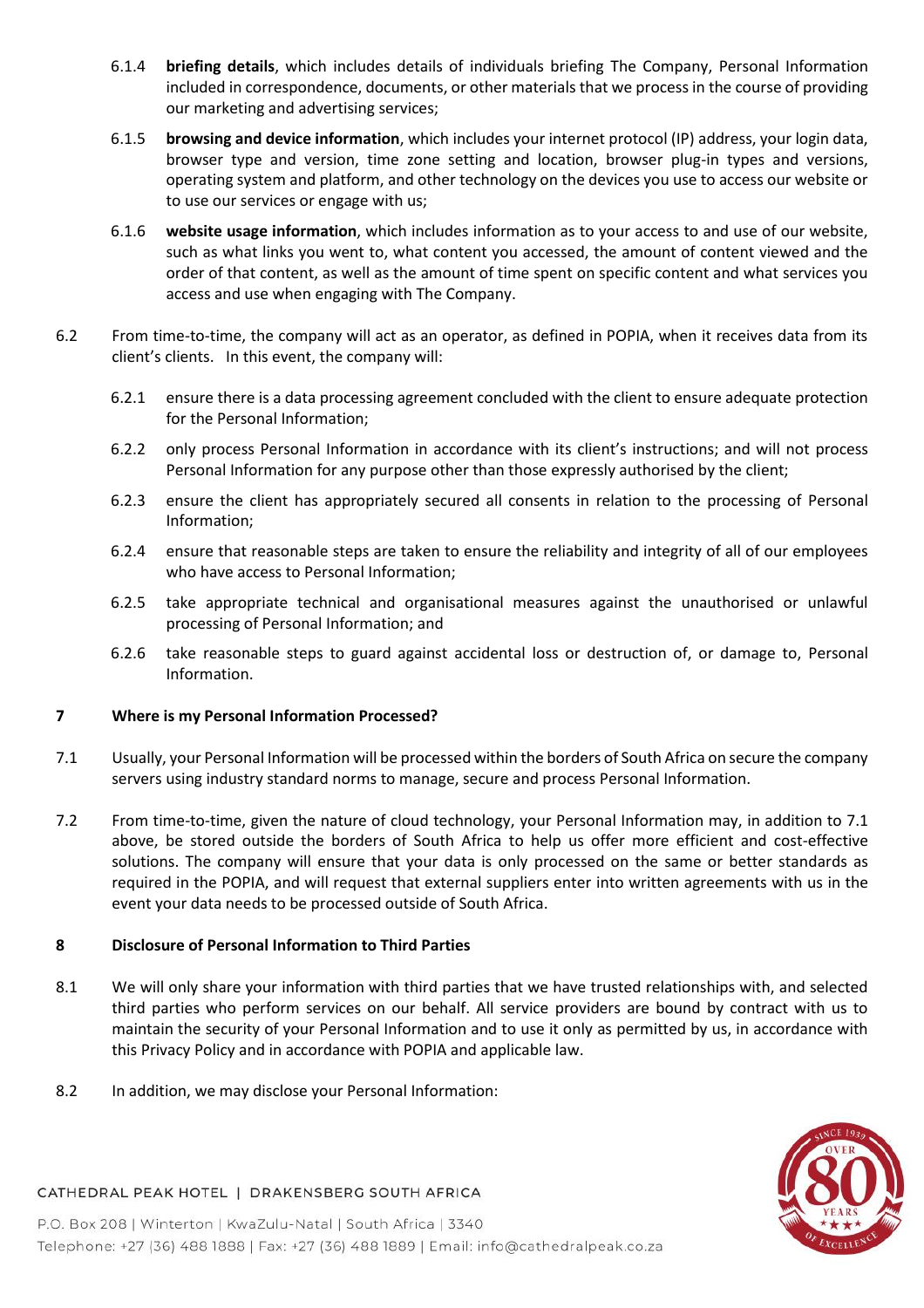6.1.4 **briefing details**, which includes details of individuals briefing The Company, Personal Information included in correspondence, documents, or other materials that we process in the course of providing our marketing and advertising services;

6.1.5 **browsing and device information**, which includes your internet protocol (IP) address, your login data, browser type and version, time zone setting and location, browser plug-in types and versions, operating system and platform, and other technology on the devices you use to access our website or to use our services or engage with us;

6.1.6 **website usage information**, which includes information as to your access to and use of our website, such as what links you went to, what content you accessed, the amount of content viewed and the order of that content, as well as the amount of time spent on specific content and what services you access and use when engaging with The Company.

6.2 From time-to-time, the company will act as an operator, as defined in POPIA, when it receives data from its client's clients. In this event, the company will:

6.2.1 ensure there is a data processing agreement concluded with the client to ensure adequate protection for the Personal Information;

6.2.2 only process Personal Information in accordance with its client's instructions; and will not process Personal Information for any purpose other than those expressly authorised by the client;

6.2.3 ensure the client has appropriately secured all consents in relation to the processing of Personal Information;

6.2.4 ensure that reasonable steps are taken to ensure the reliability and integrity of all of our employees who have access to Personal Information;

6.2.5 take appropriate technical and organisational measures against the unauthorised or unlawful processing of Personal Information; and

6.2.6 take reasonable steps to guard against accidental loss or destruction of, or damage to, Personal Information.

## 7 Where is my Personal Information Processed?

7.1 Usually, your Personal Information will be processed within the borders of South Africa on secure the company servers using industry standard norms to manage, secure and process Personal Information.

7.2 From time-to-time, given the nature of cloud technology, your Personal Information may, in addition to 7.1 above, be stored outside the borders of South Africa to help us offer more efficient and cost-effective solutions. The company will ensure that your data is only processed on the same or better standards as required in the POPIA, and will request that external suppliers enter into written agreements with us in the event your data needs to be processed outside of South Africa.

## 8 Disclosure of Personal Information to Third Parties

8.1 We will only share your information with third parties that we have trusted relationships with, and selected third parties who perform services on our behalf. All service providers are bound by contract with us to maintain the security of your Personal Information and to use it only as permitted by us, in accordance with this Privacy Policy and in accordance with POPIA and applicable law.

8.2 In addition, we may disclose your Personal Information: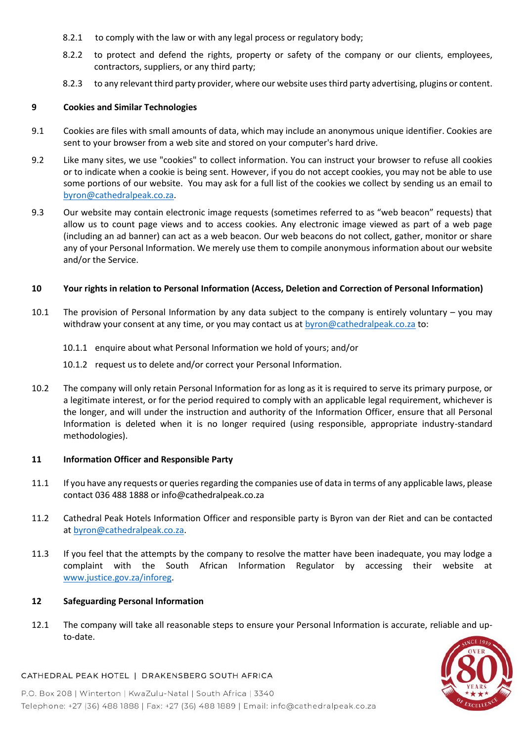8.2.1 to comply with the law or with any legal process or regulatory body;

8.2.2 to protect and defend the rights, property or safety of the company or our clients, employees, contractors, suppliers, or any third party;

8.2.3 to any relevant third party provider, where our website uses third party advertising, plugins or content.

## 9 Cookies and Similar Technologies

9.1 Cookies are files with small amounts of data, which may include an anonymous unique identifier. Cookies are sent to your browser from a web site and stored on your computer's hard drive.

9.2 Like many sites, we use "cookies" to collect information. You can instruct your browser to refuse all cookies or to indicate when a cookie is being sent. However, if you do not accept cookies, you may not be able to use some portions of our website. You may ask for a full list of the cookies we collect by sending us an email to byron@cathedralpeak.co.za.

9.3 Our website may contain electronic image requests (sometimes referred to as "web beacon" requests) that allow us to count page views and to access cookies. Any electronic image viewed as part of a web page (including an ad banner) can act as a web beacon. Our web beacons do not collect, gather, monitor or share any of your Personal Information. We merely use them to compile anonymous information about our website and/or the Service.

## 10 Your rights in relation to Personal Information (Access, Deletion and Correction of Personal Information)

10.1 The provision of Personal Information by any data subject to the company is entirely voluntary – you may withdraw your consent at any time, or you may contact us at byron@cathedralpeak.co.za to:

10.1.1 enquire about what Personal Information we hold of yours; and/or

10.1.2 request us to delete and/or correct your Personal Information.

10.2 The company will only retain Personal Information for as long as it is required to serve its primary purpose, or a legitimate interest, or for the period required to comply with an applicable legal requirement, whichever is the longer, and will under the instruction and authority of the Information Officer, ensure that all Personal Information is deleted when it is no longer required (using responsible, appropriate industry-standard methodologies).

## 11 Information Officer and Responsible Party

11.1 If you have any requests or queries regarding the companies use of data in terms of any applicable laws, please contact 036 488 1888 or info@cathedralpeak.co.za

11.2 Cathedral Peak Hotels Information Officer and responsible party is Byron van der Riet and can be contacted at byron@cathedralpeak.co.za.

11.3 If you feel that the attempts by the company to resolve the matter have been inadequate, you may lodge a complaint with the South African Information Regulator by accessing their website at www.justice.gov.za/inforeg.

## 12 Safeguarding Personal Information

12.1 The company will take all reasonable steps to ensure your Personal Information is accurate, reliable and up-to-date.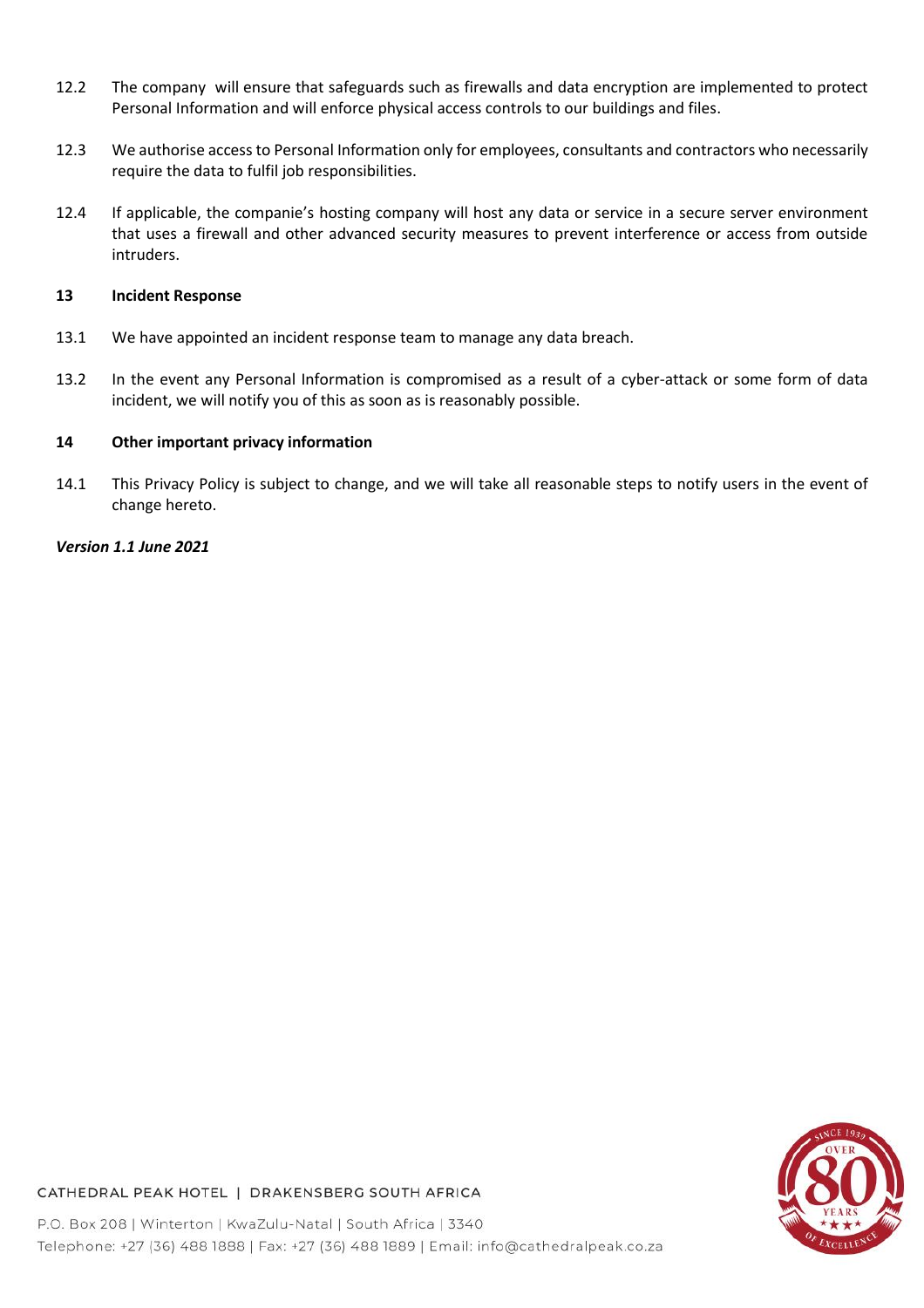12.2 The company will ensure that safeguards such as firewalls and data encryption are implemented to protect Personal Information and will enforce physical access controls to our buildings and files.

12.3 We authorise access to Personal Information only for employees, consultants and contractors who necessarily require the data to fulfil job responsibilities.

12.4 If applicable, the companie's hosting company will host any data or service in a secure server environment that uses a firewall and other advanced security measures to prevent interference or access from outside intruders.

## 13 Incident Response

13.1 We have appointed an incident response team to manage any data breach.

13.2 In the event any Personal Information is compromised as a result of a cyber-attack or some form of data incident, we will notify you of this as soon as is reasonably possible.

## 14 Other important privacy information

14.1 This Privacy Policy is subject to change, and we will take all reasonable steps to notify users in the event of change hereto.

***Version 1.1 June 2021***